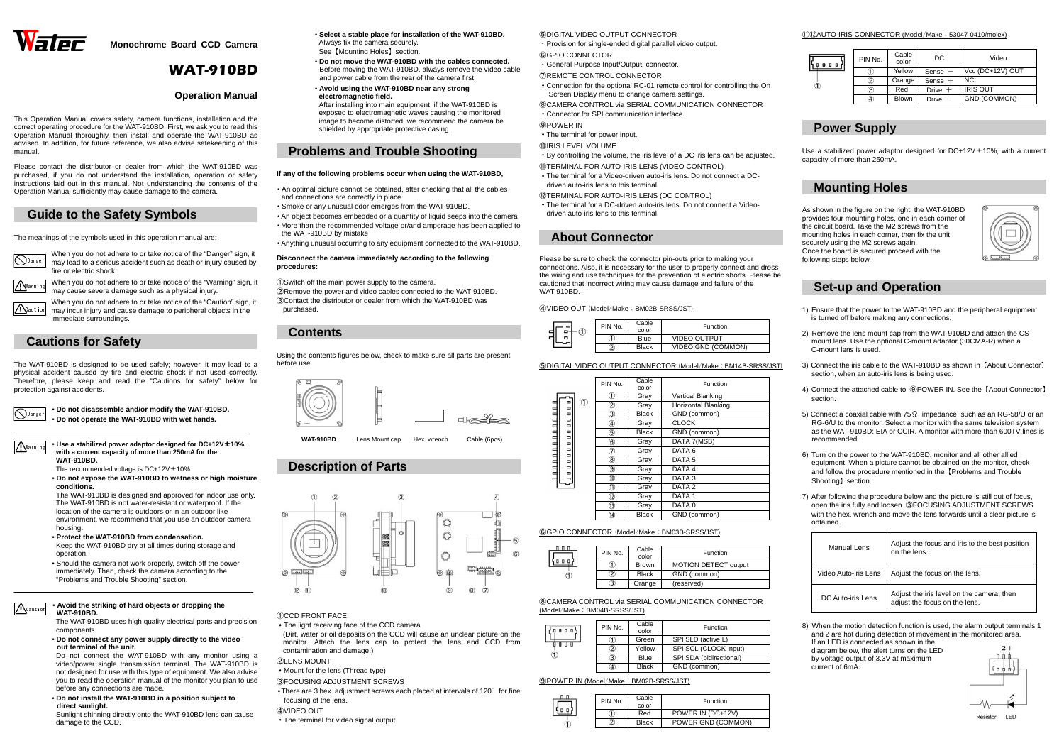# Watec

**Monochrome Board CCD Camera**

# WAT-910BD

## Operation Manual

This Operation Manual covers safety, camera functions, installation and the correct operating procedure for the WAT-910BD. First, we ask you to read this Operation Manual thoroughly, then install and operate the WAT-910BD as advised. In addition, for future reference, we also advise safekeeping of this manual.

Please contact the distributor or dealer from which the WAT-910BD was purchased, if you do not understand the installation, operation or safety instructions laid out in this manual. Not understanding the contents of the Operation Manual sufficiently may cause damage to the camera.

## Guide to the Safety Symbols

The meanings of the symbols used in this operation manual are:

Danger: When you do not adhere to or take notice of the "Danger" sign, it may lead to a serious accident such as death or injury caused by fire or electric shock.

Warning: When you do not adhere to or take notice of the "Warning" sign, it may cause severe damage such as a physical injury.

Caution: When you do not adhere to or take notice of the "Caution" sign, it may incur injury and cause damage to peripheral objects in the immediate surroundings.

## Cautions for Safety

The WAT-910BD is designed to be used safely; however, it may lead to a physical accident caused by fire and electric shock if not used correctly. Therefore, please keep and read the "Cautions for safety" below for protection against accidents.

Danger

- **Do not disassemble and/or modify the WAT-910BD.**
- **Do not operate the WAT-910BD with wet hands.**

Warning

- **Use a stabilized power adaptor designed for DC+12V±10%, with a current capacity of more than 250mA for the WAT-910BD.**
  The recommended voltage is DC+12V±10%.
- **Do not expose the WAT-910BD to wetness or high moisture conditions.**
  The WAT-910BD is designed and approved for indoor use only. The WAT-910BD is not water-resistant or waterproof. If the location of the camera is outdoors or in an outdoor like environment, we recommend that you use an outdoor camera housing.
- **Protect the WAT-910BD from condensation.**
  Keep the WAT-910BD dry at all times during storage and operation.
- Should the camera not work properly, switch off the power immediately. Then, check the camera according to the "Problems and Trouble Shooting" section.

Caution

- **Avoid the striking of hard objects or dropping the WAT-910BD.**
  The WAT-910BD uses high quality electrical parts and precision components.
- **Do not connect any power supply directly to the video out terminal of the unit.**
  Do not connect the WAT-910BD with any monitor using a video/power single transmission terminal. The WAT-910BD is not designed for use with this type of equipment. We also advise you to read the operation manual of the monitor you plan to use before any connections are made.
- **Do not install the WAT-910BD in a position subject to direct sunlight.**
  Sunlight shining directly onto the WAT-910BD lens can cause damage to the CCD.
- **Select a stable place for installation of the WAT-910BD.**
  Always fix the camera securely.
  See【Mounting Holes】section.
- **Do not move the WAT-910BD with the cables connected.**
  Before moving the WAT-910BD, always remove the video cable and power cable from the rear of the camera first.
- **Avoid using the WAT-910BD near any strong electromagnetic field.**
  After installing into main equipment, if the WAT-910BD is exposed to electromagnetic waves causing the monitored image to become distorted, we recommend the camera be shielded by appropriate protective casing.

## Problems and Trouble Shooting

**If any of the following problems occur when using the WAT-910BD,**

- An optimal picture cannot be obtained, after checking that all the cables and connections are correctly in place
- Smoke or any unusual odor emerges from the WAT-910BD.
- An object becomes embedded or a quantity of liquid seeps into the camera
- More than the recommended voltage or/and amperage has been applied to the WAT-910BD by mistake
- Anything unusual occurring to any equipment connected to the WAT-910BD.

**Disconnect the camera immediately according to the following procedures:**

①Switch off the main power supply to the camera.
②Remove the power and video cables connected to the WAT-910BD.
③Contact the distributor or dealer from which the WAT-910BD was purchased.

## Contents

Using the contents figures below, check to make sure all parts are present before use.

WAT-910BD　Lens Mount cap　Hex. wrench　Cable (6pcs)

## Description of Parts

①CCD FRONT FACE
- The light receiving face of the CCD camera
  (Dirt, water or oil deposits on the CCD will cause an unclear picture on the monitor. Attach the lens cap to protect the lens and CCD from contamination and damage.)

②LENS MOUNT
- Mount for the lens (Thread type)

③FOCUSING ADJUSTMENT SCREWS
- There are 3 hex. adjustment screws each placed at intervals of 120° for fine focusing of the lens.

④VIDEO OUT
- The terminal for video signal output.

⑤DIGITAL VIDEO OUTPUT CONNECTOR
- Provision for single-ended digital parallel video output.

⑥GPIO CONNECTOR
- General Purpose Input/Output connector.

⑦REMOTE CONTROL CONNECTOR
- Connection for the optional RC-01 remote control for controlling the On Screen Display menu to change camera settings.

⑧CAMERA CONTROL via SERIAL COMMUNICATION CONNECTOR
- Connector for SPI communication interface.

⑨POWER IN
- The terminal for power input.

⑩IRIS LEVEL VOLUME
- By controlling the volume, the iris level of a DC iris lens can be adjusted.

⑪TERMINAL FOR AUTO-IRIS LENS (VIDEO CONTROL)
- The terminal for a Video-driven auto-iris lens. Do not connect a DC-driven auto-iris lens to this terminal.

⑫TERMINAL FOR AUTO-IRIS LENS (DC CONTROL)
- The terminal for a DC-driven auto-iris lens. Do not connect a Video-driven auto-iris lens to this terminal.

## About Connector

Please be sure to check the connector pin-outs prior to making your connections. Also, it is necessary for the user to properly connect and dress the wiring and use techniques for the prevention of electric shorts. Please be cautioned that incorrect wiring may cause damage and failure of the WAT-910BD.

④VIDEO OUT (Model/Make：BM02B-SRSS/JST)

| PIN No. | Cable color | Function |
|---|---|---|
| ① | Blue | VIDEO OUTPUT |
| ② | Black | VIDEO GND (COMMON) |

⑤DIGITAL VIDEO OUTPUT CONNECTOR (Model/Make：BM14B-SRSS/JST)

| PIN No. | Cable color | Function |
|---|---|---|
| ① | Gray | Vertical Blanking |
| ② | Gray | Horizontal Blanking |
| ③ | Black | GND (common) |
| ④ | Gray | CLOCK |
| ⑤ | Black | GND (common) |
| ⑥ | Gray | DATA 7(MSB) |
| ⑦ | Gray | DATA 6 |
| ⑧ | Gray | DATA 5 |
| ⑨ | Gray | DATA 4 |
| ⑩ | Gray | DATA 3 |
| ⑪ | Gray | DATA 2 |
| ⑫ | Gray | DATA 1 |
| ⑬ | Gray | DATA 0 |
| ⑭ | Black | GND (common) |

⑥GPIO CONNECTOR (Model/Make：BM03B-SRSS/JST)

| PIN No. | Cable color | Function |
|---|---|---|
| ① | Brown | MOTION DETECT output |
| ② | Black | GND (common) |
| ③ | Orange | (reserved) |

⑧CAMERA CONTROL via SERIAL COMMUNICATION CONNECTOR (Model/Make：BM04B-SRSS/JST)

| PIN No. | Cable color | Function |
|---|---|---|
| ① | Green | SPI SLD (active L) |
| ② | Yellow | SPI SCL (clock input) |
| ③ | Blue | SPI SDA (bidirectional) |
| ④ | Black | GND (common) |

⑨POWER IN (Model/Make：BM02B-SRSS/JST)

| PIN No. | Cable color | Function |
|---|---|---|
| ① | Red | POWER IN (DC+12V) |
| ② | Black | POWER GND (COMMON) |

⑪⑫AUTO-IRIS CONNECTOR (Model/Make：53047-0410/molex)

| PIN No. | Cable color | DC | Video |
|---|---|---|---|
| ① | Yellow | Sense − | Vcc (DC+12V) OUT |
| ② | Orange | Sense + | NC |
| ③ | Red | Drive + | IRIS OUT |
| ④ | Blown | Drive − | GND (COMMON) |

## Power Supply

Use a stabilized power adaptor designed for DC+12V±10%, with a current capacity of more than 250mA.

## Mounting Holes

As shown in the figure on the right, the WAT-910BD provides four mounting holes, one in each corner of the circuit board. Take the M2 screws from the mounting holes in each corner, then fix the unit securely using the M2 screws again. Once the board is secured proceed with the following steps below.

## Set-up and Operation

1) Ensure that the power to the WAT-910BD and the peripheral equipment is turned off before making any connections.
2) Remove the lens mount cap from the WAT-910BD and attach the CS-mount lens. Use the optional C-mount adaptor (30CMA-R) when a C-mount lens is used.
3) Connect the iris cable to the WAT-910BD as shown in【About Connector】section, when an auto-iris lens is being used.
4) Connect the attached cable to ⑨POWER IN. See the【About Connector】section.
5) Connect a coaxial cable with 75Ω impedance, such as an RG-58/U or an RG-6/U to the monitor. Select a monitor with the same television system as the WAT-910BD: EIA or CCIR. A monitor with more than 600TV lines is recommended.
6) Turn on the power to the WAT-910BD, monitor and all other allied equipment. When a picture cannot be obtained on the monitor, check and follow the procedure mentioned in the【Problems and Trouble Shooting】section.
7) After following the procedure below and the picture is still out of focus, open the iris fully and loosen ③FOCUSING ADJUSTMENT SCREWS with the hex. wrench and move the lens forwards until a clear picture is obtained.

| Manual Lens | Adjust the focus and iris to the best position on the lens. |
|---|---|
| Video Auto-iris Lens | Adjust the focus on the lens. |
| DC Auto-iris Lens | Adjust the iris level on the camera, then adjust the focus on the lens. |

8) When the motion detection function is used, the alarm output terminals 1 and 2 are hot during detection of movement in the monitored area. If an LED is connected as shown in the diagram below, the alert turns on the LED by voltage output of 3.3V at maximum current of 6mA.

Resistor　LED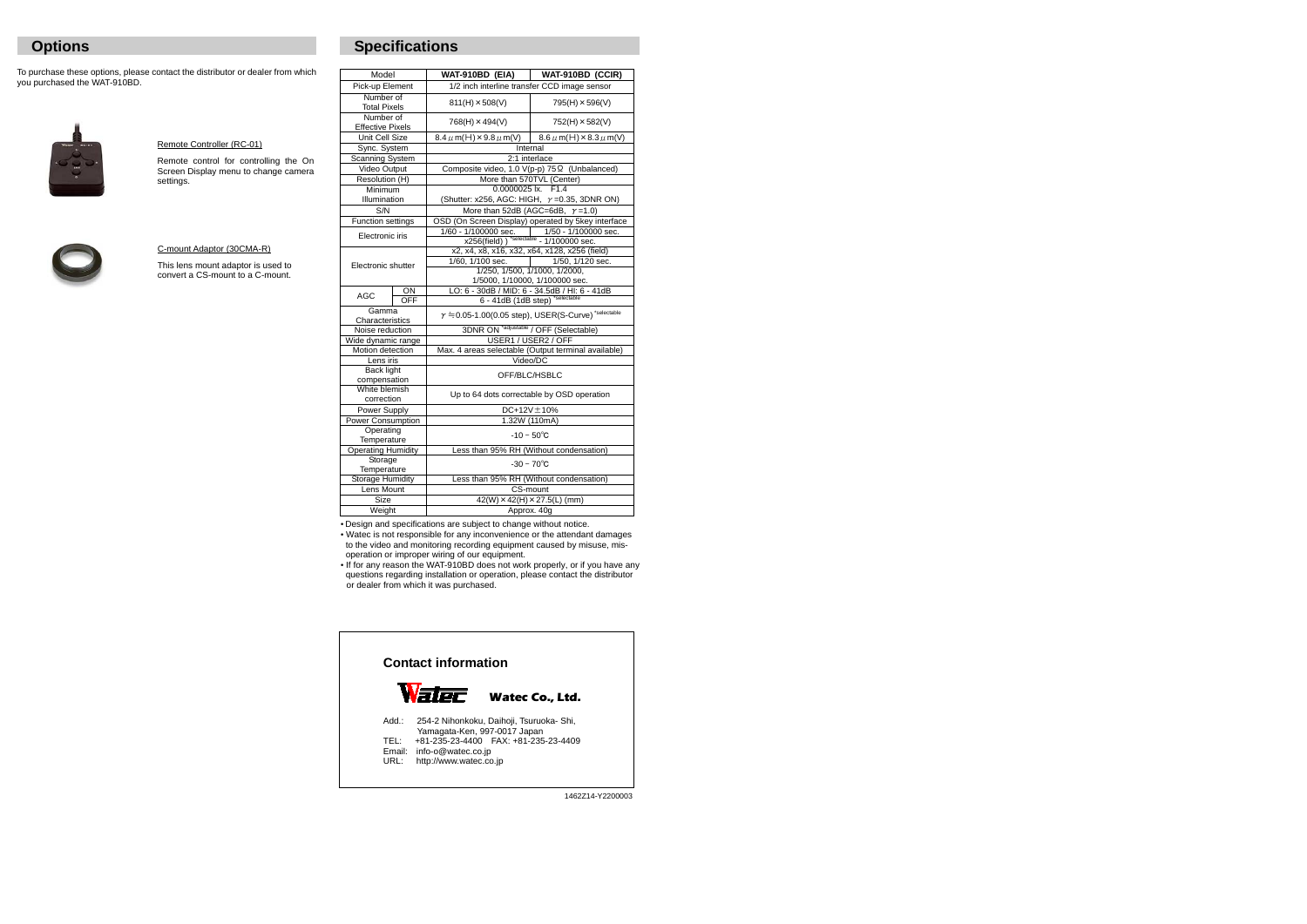## Options

To purchase these options, please contact the distributor or dealer from which you purchased the WAT-910BD.

Remote Controller (RC-01)

Remote control for controlling the On Screen Display menu to change camera settings.

C-mount Adaptor (30CMA-R)

This lens mount adaptor is used to convert a CS-mount to a C-mount.

## Specifications

| Model | | WAT-910BD (EIA) | WAT-910BD (CCIR) |
|---|---|---|---|
| Pick-up Element | | 1/2 inch interline transfer CCD image sensor | |
| Number of Total Pixels | | 811(H)×508(V) | 795(H)×596(V) |
| Number of Effective Pixels | | 768(H)×494(V) | 752(H)×582(V) |
| Unit Cell Size | | 8.4μm(H)×9.8μm(V) | 8.6μm(H)×8.3μm(V) |
| Sync. System | | Internal | |
| Scanning System | | 2:1 interlace | |
| Video Output | | Composite video, 1.0 V(p-p) 75Ω (Unbalanced) | |
| Resolution (H) | | More than 570TVL (Center) | |
| Minimum Illumination | | 0.0000025 lx. F1.4 (Shutter: x256, AGC: HIGH, γ=0.35, 3DNR ON) | |
| S/N | | More than 52dB (AGC=6dB, γ=1.0) | |
| Function settings | | OSD (On Screen Display) operated by 5key interface | |
| Electronic iris | | 1/60 - 1/100000 sec. | 1/50 - 1/100000 sec. |
| | | x256(field) ) *selectable - 1/100000 sec. | |
| Electronic shutter | | x2, x4, x8, x16, x32, x64, x128, x256 (field) | |
| | | 1/60, 1/100 sec. | 1/50, 1/120 sec. |
| | | 1/250, 1/500, 1/1000, 1/2000, 1/5000, 1/10000, 1/100000 sec. | |
| AGC | ON | LO: 6 - 30dB / MID: 6 - 34.5dB / HI: 6 - 41dB | |
| | OFF | 6 - 41dB (1dB step) *selectable | |
| Gamma Characteristics | | γ≒0.05-1.00(0.05 step), USER(S-Curve) *selectable | |
| Noise reduction | | 3DNR ON *adjustable / OFF (Selectable) | |
| Wide dynamic range | | USER1 / USER2 / OFF | |
| Motion detection | | Max. 4 areas selectable (Output terminal available) | |
| Lens iris | | Video/DC | |
| Back light compensation | | OFF/BLC/HSBLC | |
| White blemish correction | | Up to 64 dots correctable by OSD operation | |
| Power Supply | | DC+12V±10% | |
| Power Consumption | | 1.32W (110mA) | |
| Operating Temperature | | -10 ~ 50℃ | |
| Operating Humidity | | Less than 95% RH (Without condensation) | |
| Storage Temperature | | -30 ~ 70℃ | |
| Storage Humidity | | Less than 95% RH (Without condensation) | |
| Lens Mount | | CS-mount | |
| Size | | 42(W)×42(H)×27.5(L) (mm) | |
| Weight | | Approx. 40g | |

- Design and specifications are subject to change without notice.
- Watec is not responsible for any inconvenience or the attendant damages to the video and monitoring recording equipment caused by misuse, mis-operation or improper wiring of our equipment.
- If for any reason the WAT-910BD does not work properly, or if you have any questions regarding installation or operation, please contact the distributor or dealer from which it was purchased.

### Contact information

**Watec Co., Ltd.**

Add.: 254-2 Nihonkoku, Daihoji, Tsuruoka- Shi, Yamagata-Ken, 997-0017 Japan
TEL: +81-235-23-4400 FAX: +81-235-23-4409
Email: info-o@watec.co.jp
URL: http://www.watec.co.jp

1462Z14-Y2200003